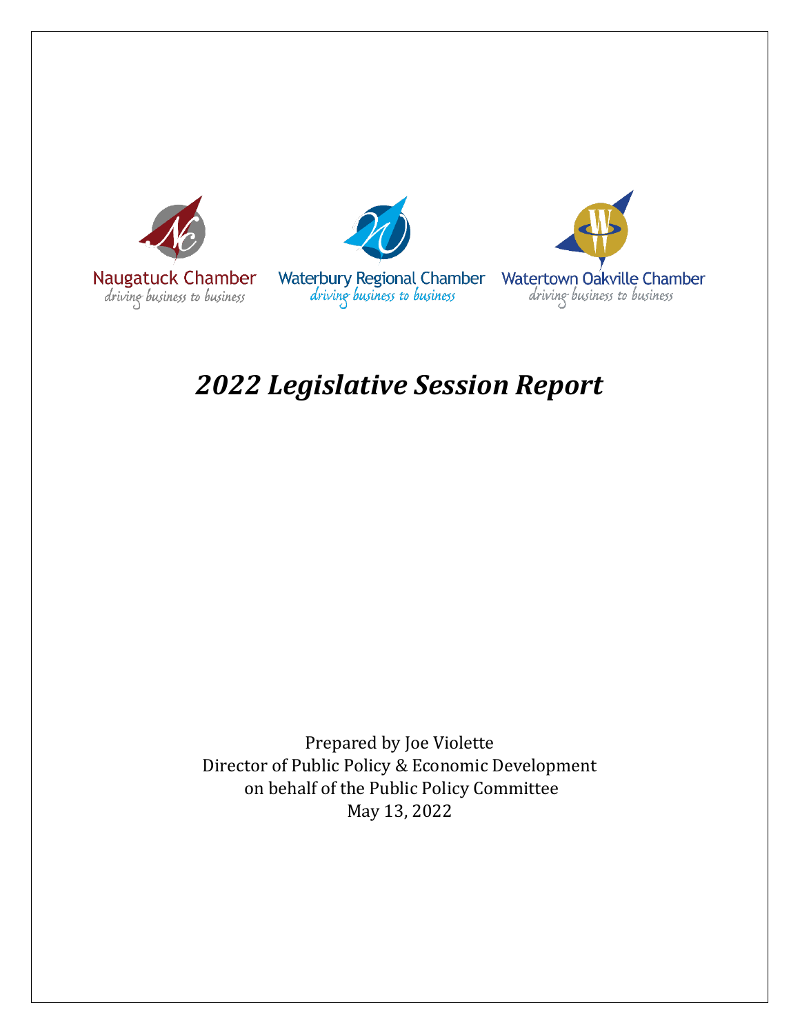Naugatuck Chamber
driving business to business

Waterbury Regional Chamber
driving business to business

Watertown Oakville Chamber
driving business to business

# *2022 Legislative Session Report*

Prepared by Joe Violette
Director of Public Policy & Economic Development
on behalf of the Public Policy Committee
May 13, 2022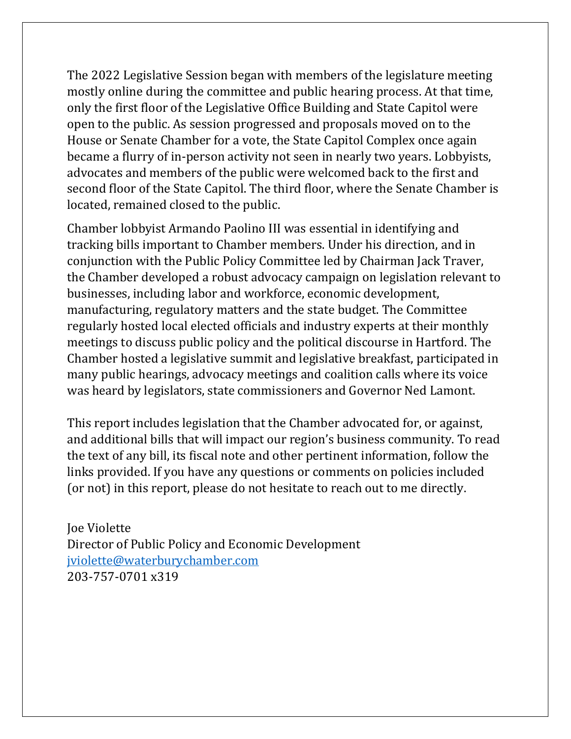The 2022 Legislative Session began with members of the legislature meeting mostly online during the committee and public hearing process. At that time, only the first floor of the Legislative Office Building and State Capitol were open to the public. As session progressed and proposals moved on to the House or Senate Chamber for a vote, the State Capitol Complex once again became a flurry of in-person activity not seen in nearly two years. Lobbyists, advocates and members of the public were welcomed back to the first and second floor of the State Capitol. The third floor, where the Senate Chamber is located, remained closed to the public.

Chamber lobbyist Armando Paolino III was essential in identifying and tracking bills important to Chamber members. Under his direction, and in conjunction with the Public Policy Committee led by Chairman Jack Traver, the Chamber developed a robust advocacy campaign on legislation relevant to businesses, including labor and workforce, economic development, manufacturing, regulatory matters and the state budget. The Committee regularly hosted local elected officials and industry experts at their monthly meetings to discuss public policy and the political discourse in Hartford. The Chamber hosted a legislative summit and legislative breakfast, participated in many public hearings, advocacy meetings and coalition calls where its voice was heard by legislators, state commissioners and Governor Ned Lamont.

This report includes legislation that the Chamber advocated for, or against, and additional bills that will impact our region's business community. To read the text of any bill, its fiscal note and other pertinent information, follow the links provided. If you have any questions or comments on policies included (or not) in this report, please do not hesitate to reach out to me directly.

Joe Violette
Director of Public Policy and Economic Development
jviolette@waterburychamber.com
203-757-0701 x319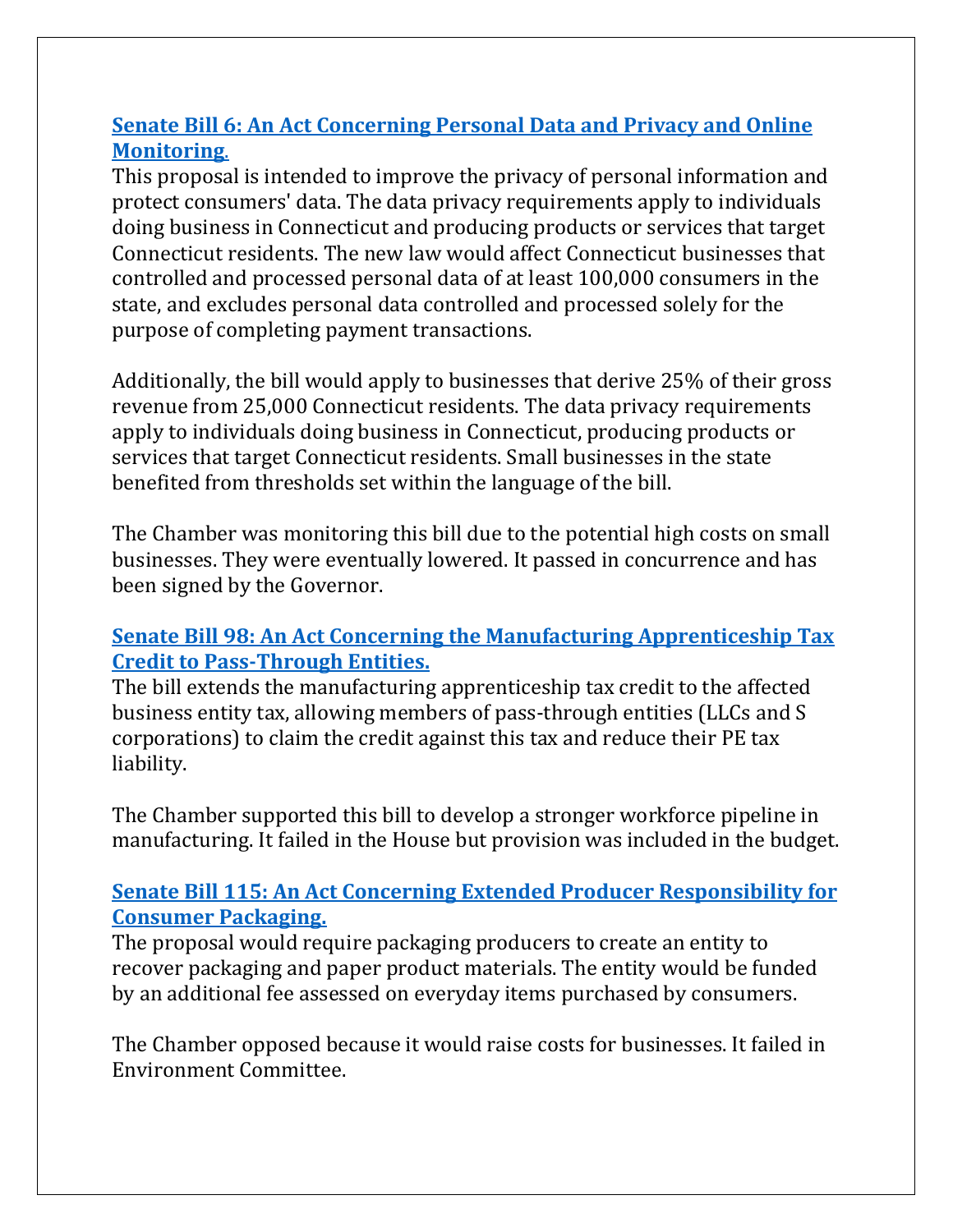### [Senate Bill 6: An Act Concerning Personal Data and Privacy and Online Monitoring.]

This proposal is intended to improve the privacy of personal information and protect consumers' data. The data privacy requirements apply to individuals doing business in Connecticut and producing products or services that target Connecticut residents. The new law would affect Connecticut businesses that controlled and processed personal data of at least 100,000 consumers in the state, and excludes personal data controlled and processed solely for the purpose of completing payment transactions.

Additionally, the bill would apply to businesses that derive 25% of their gross revenue from 25,000 Connecticut residents. The data privacy requirements apply to individuals doing business in Connecticut, producing products or services that target Connecticut residents. Small businesses in the state benefited from thresholds set within the language of the bill.

The Chamber was monitoring this bill due to the potential high costs on small businesses. They were eventually lowered. It passed in concurrence and has been signed by the Governor.

### [Senate Bill 98: An Act Concerning the Manufacturing Apprenticeship Tax Credit to Pass-Through Entities.]

The bill extends the manufacturing apprenticeship tax credit to the affected business entity tax, allowing members of pass-through entities (LLCs and S corporations) to claim the credit against this tax and reduce their PE tax liability.

The Chamber supported this bill to develop a stronger workforce pipeline in manufacturing. It failed in the House but provision was included in the budget.

### [Senate Bill 115: An Act Concerning Extended Producer Responsibility for Consumer Packaging.]

The proposal would require packaging producers to create an entity to recover packaging and paper product materials. The entity would be funded by an additional fee assessed on everyday items purchased by consumers.

The Chamber opposed because it would raise costs for businesses. It failed in Environment Committee.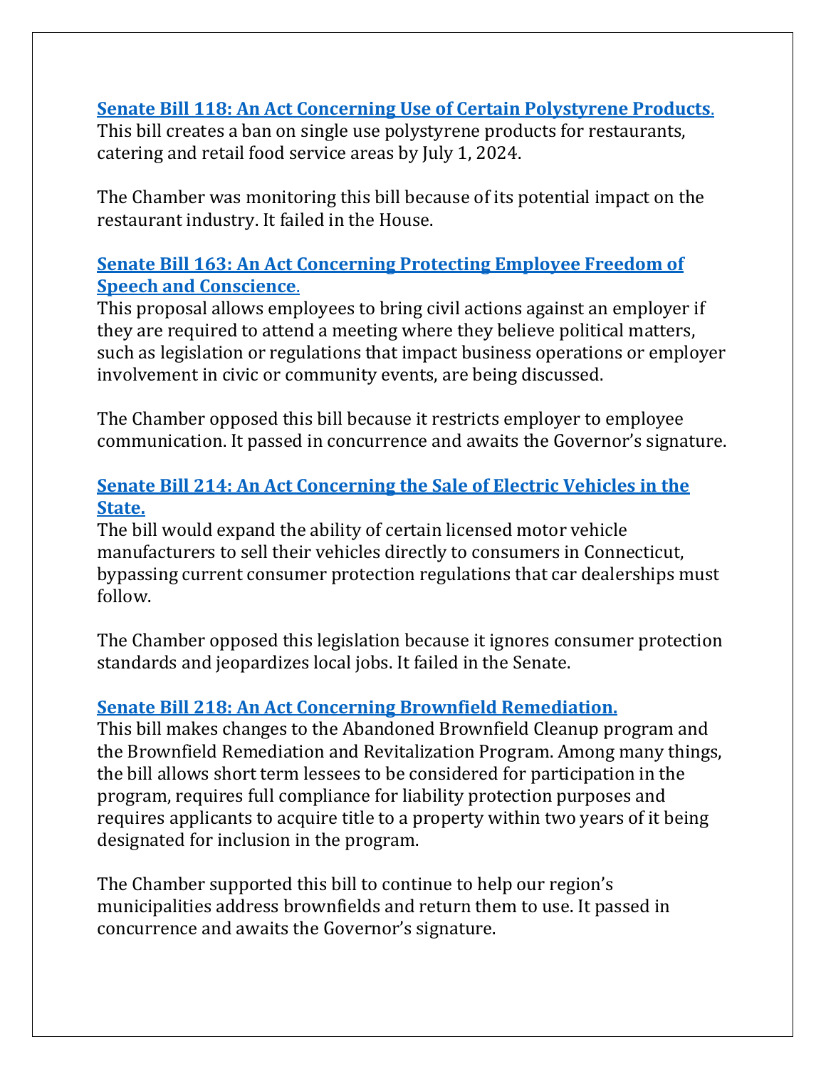**Senate Bill 118: An Act Concerning Use of Certain Polystyrene Products.**
This bill creates a ban on single use polystyrene products for restaurants, catering and retail food service areas by July 1, 2024.

The Chamber was monitoring this bill because of its potential impact on the restaurant industry. It failed in the House.

**Senate Bill 163: An Act Concerning Protecting Employee Freedom of Speech and Conscience.**
This proposal allows employees to bring civil actions against an employer if they are required to attend a meeting where they believe political matters, such as legislation or regulations that impact business operations or employer involvement in civic or community events, are being discussed.

The Chamber opposed this bill because it restricts employer to employee communication. It passed in concurrence and awaits the Governor's signature.

**Senate Bill 214: An Act Concerning the Sale of Electric Vehicles in the State.**
The bill would expand the ability of certain licensed motor vehicle manufacturers to sell their vehicles directly to consumers in Connecticut, bypassing current consumer protection regulations that car dealerships must follow.

The Chamber opposed this legislation because it ignores consumer protection standards and jeopardizes local jobs. It failed in the Senate.

**Senate Bill 218: An Act Concerning Brownfield Remediation.**
This bill makes changes to the Abandoned Brownfield Cleanup program and the Brownfield Remediation and Revitalization Program. Among many things, the bill allows short term lessees to be considered for participation in the program, requires full compliance for liability protection purposes and requires applicants to acquire title to a property within two years of it being designated for inclusion in the program.

The Chamber supported this bill to continue to help our region's municipalities address brownfields and return them to use. It passed in concurrence and awaits the Governor's signature.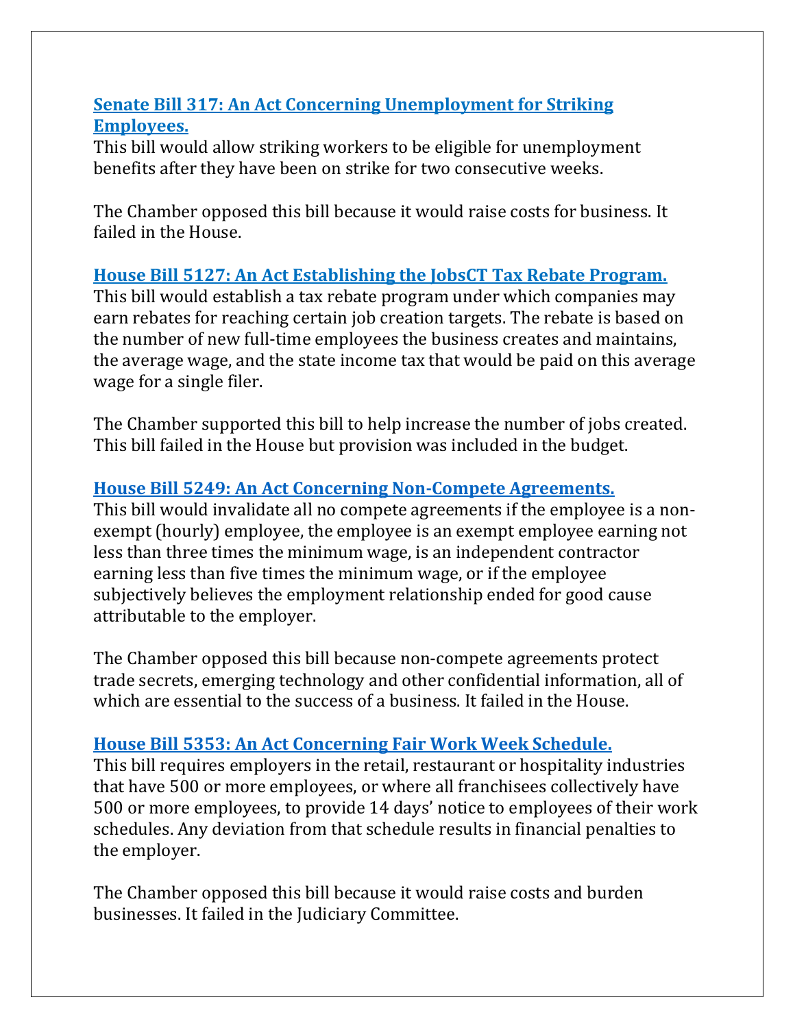### Senate Bill 317: An Act Concerning Unemployment for Striking Employees.

This bill would allow striking workers to be eligible for unemployment benefits after they have been on strike for two consecutive weeks.

The Chamber opposed this bill because it would raise costs for business. It failed in the House.

### House Bill 5127: An Act Establishing the JobsCT Tax Rebate Program.

This bill would establish a tax rebate program under which companies may earn rebates for reaching certain job creation targets. The rebate is based on the number of new full-time employees the business creates and maintains, the average wage, and the state income tax that would be paid on this average wage for a single filer.

The Chamber supported this bill to help increase the number of jobs created. This bill failed in the House but provision was included in the budget.

### House Bill 5249: An Act Concerning Non-Compete Agreements.

This bill would invalidate all no compete agreements if the employee is a non-exempt (hourly) employee, the employee is an exempt employee earning not less than three times the minimum wage, is an independent contractor earning less than five times the minimum wage, or if the employee subjectively believes the employment relationship ended for good cause attributable to the employer.

The Chamber opposed this bill because non-compete agreements protect trade secrets, emerging technology and other confidential information, all of which are essential to the success of a business. It failed in the House.

### House Bill 5353: An Act Concerning Fair Work Week Schedule.

This bill requires employers in the retail, restaurant or hospitality industries that have 500 or more employees, or where all franchisees collectively have 500 or more employees, to provide 14 days' notice to employees of their work schedules. Any deviation from that schedule results in financial penalties to the employer.

The Chamber opposed this bill because it would raise costs and burden businesses. It failed in the Judiciary Committee.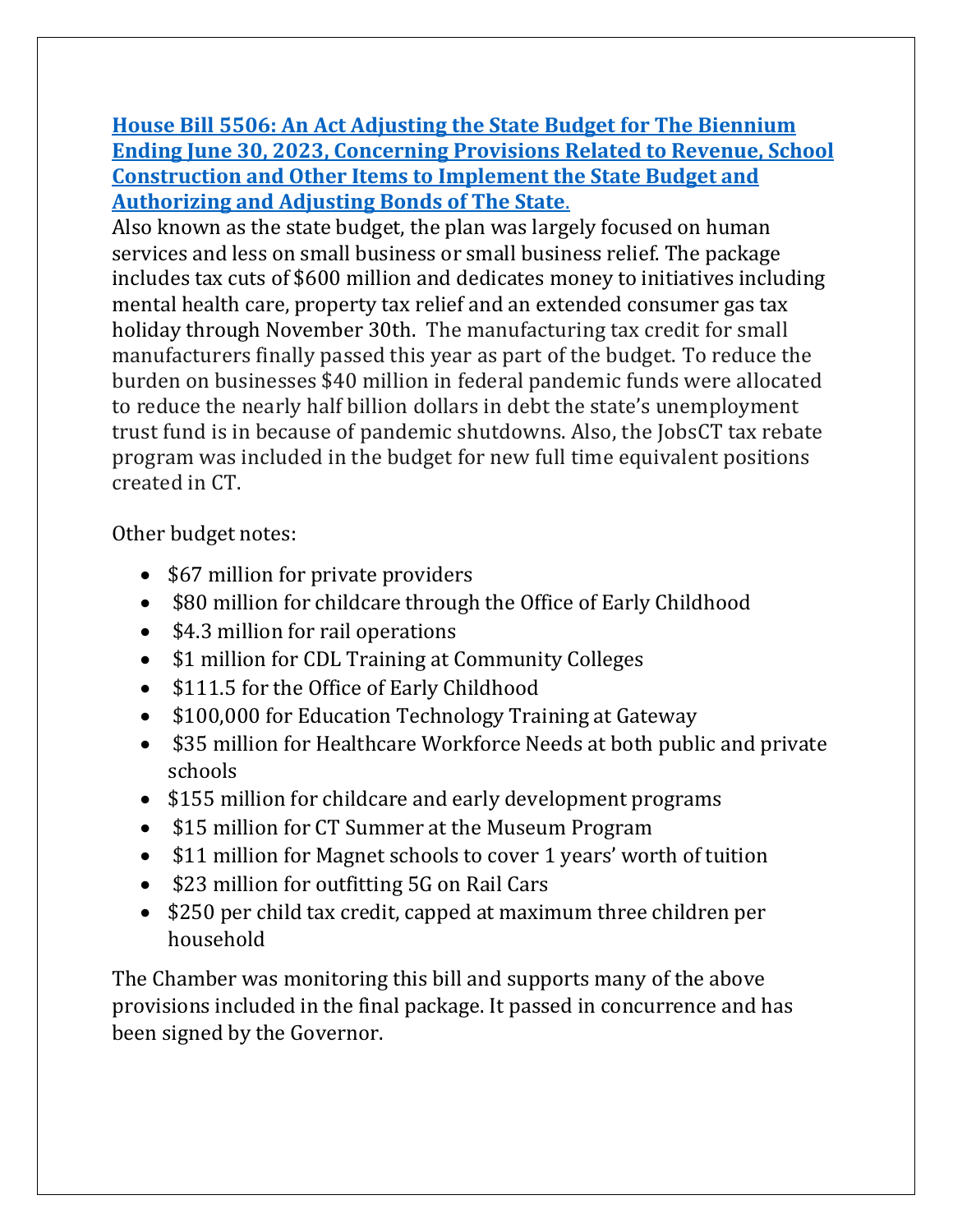**[House Bill 5506: An Act Adjusting the State Budget for The Biennium Ending June 30, 2023, Concerning Provisions Related to Revenue, School Construction and Other Items to Implement the State Budget and Authorizing and Adjusting Bonds of The State.]**

Also known as the state budget, the plan was largely focused on human services and less on small business or small business relief. The package includes tax cuts of $600 million and dedicates money to initiatives including mental health care, property tax relief and an extended consumer gas tax holiday through November 30th. The manufacturing tax credit for small manufacturers finally passed this year as part of the budget. To reduce the burden on businesses $40 million in federal pandemic funds were allocated to reduce the nearly half billion dollars in debt the state's unemployment trust fund is in because of pandemic shutdowns. Also, the JobsCT tax rebate program was included in the budget for new full time equivalent positions created in CT.

Other budget notes:

- $67 million for private providers
- $80 million for childcare through the Office of Early Childhood
- $4.3 million for rail operations
- $1 million for CDL Training at Community Colleges
- $111.5 for the Office of Early Childhood
- $100,000 for Education Technology Training at Gateway
- $35 million for Healthcare Workforce Needs at both public and private schools
- $155 million for childcare and early development programs
- $15 million for CT Summer at the Museum Program
- $11 million for Magnet schools to cover 1 years' worth of tuition
- $23 million for outfitting 5G on Rail Cars
- $250 per child tax credit, capped at maximum three children per household

The Chamber was monitoring this bill and supports many of the above provisions included in the final package. It passed in concurrence and has been signed by the Governor.